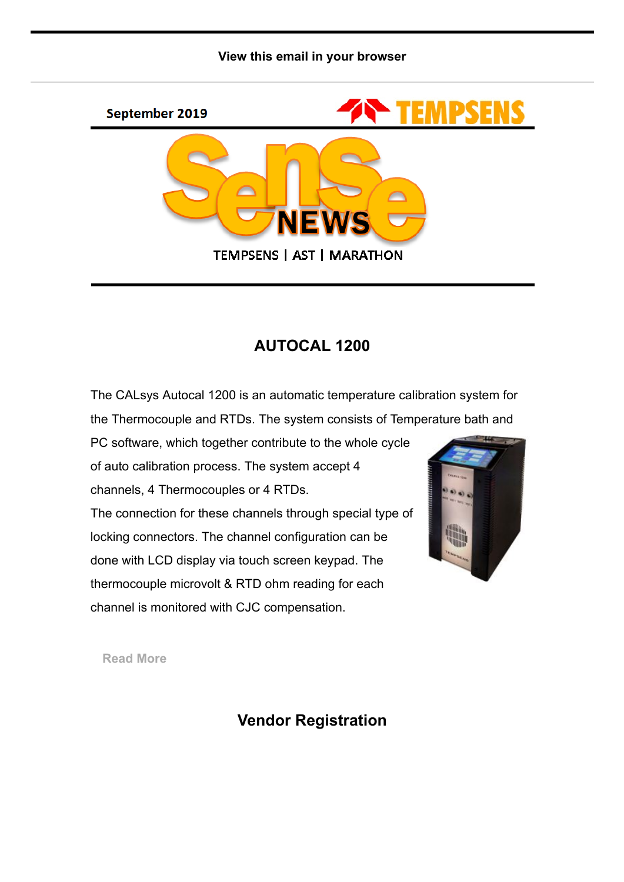View this email in your browser

September 2019

TEMPSENS

# SenSe NEWS

TEMPSENS | AST | MARATHON

## AUTOCAL 1200

The CALsys Autocal 1200 is an automatic temperature calibration system for the Thermocouple and RTDs. The system consists of Temperature bath and PC software, which together contribute to the whole cycle of auto calibration process. The system accept 4 channels, 4 Thermocouples or 4 RTDs.
The connection for these channels through special type of locking connectors. The channel configuration can be done with LCD display via touch screen keypad. The thermocouple microvolt & RTD ohm reading for each channel is monitored with CJC compensation.

Read More

## Vendor Registration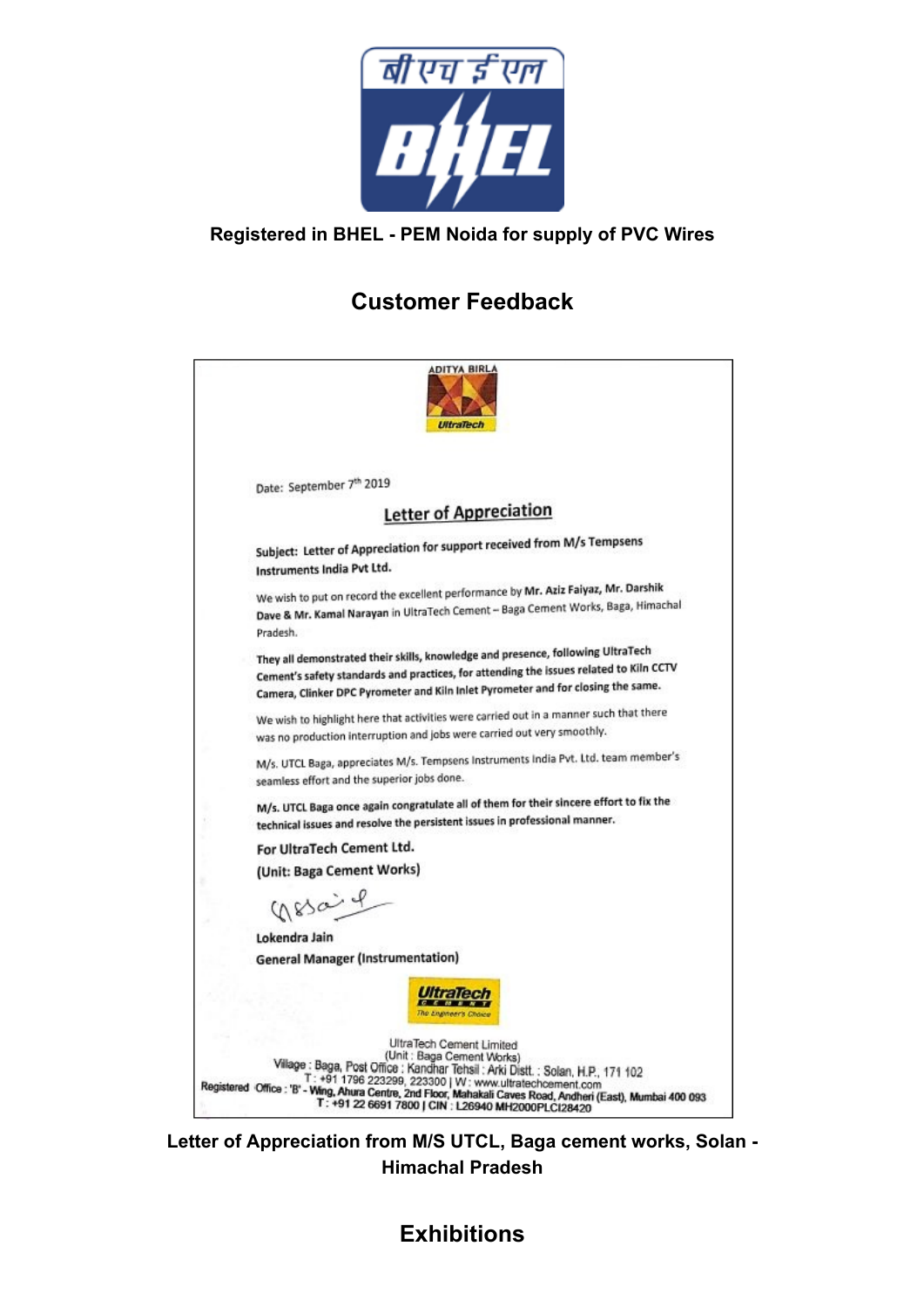बी एच ई एल

BHEL

**Registered in BHEL - PEM Noida for supply of PVC Wires**

## Customer Feedback

ADITYA BIRLA

UltraTech

Date: September 7th 2019

### Letter of Appreciation

**Subject: Letter of Appreciation for support received from M/s Tempsens Instruments India Pvt Ltd.**

We wish to put on record the excellent performance by **Mr. Aziz Faiyaz, Mr. Darshik Dave & Mr. Kamal Narayan** in UltraTech Cement – Baga Cement Works, Baga, Himachal Pradesh.

**They all demonstrated their skills, knowledge and presence, following UltraTech Cement's safety standards and practices, for attending the issues related to Kiln CCTV Camera, Clinker DPC Pyrometer and Kiln Inlet Pyrometer and for closing the same.**

We wish to highlight here that activities were carried out in a manner such that there was no production interruption and jobs were carried out very smoothly.

M/s. UTCL Baga, appreciates M/s. Tempsens Instruments India Pvt. Ltd. team member's seamless effort and the superior jobs done.

**M/s. UTCL Baga once again congratulate all of them for their sincere effort to fix the technical issues and resolve the persistent issues in professional manner.**

**For UltraTech Cement Ltd.**

**(Unit: Baga Cement Works)**

**Lokendra Jain**

**General Manager (Instrumentation)**

UltraTech CEMENT The Engineer's Choice

UltraTech Cement Limited
(Unit : Baga Cement Works)
Village : Baga, Post Office : Kandhar Tehsil : Arki Distt. : Solan, H.P., 171 102
T : +91 1796 223299, 223300 | W : www.ultratechcement.com
Registered Office : 'B' - Wing, Ahura Centre, 2nd Floor, Mahakali Caves Road, Andheri (East), Mumbai 400 093
T : +91 22 6691 7800 | CIN : L26940 MH2000PLC128420

**Letter of Appreciation from M/S UTCL, Baga cement works, Solan - Himachal Pradesh**

## Exhibitions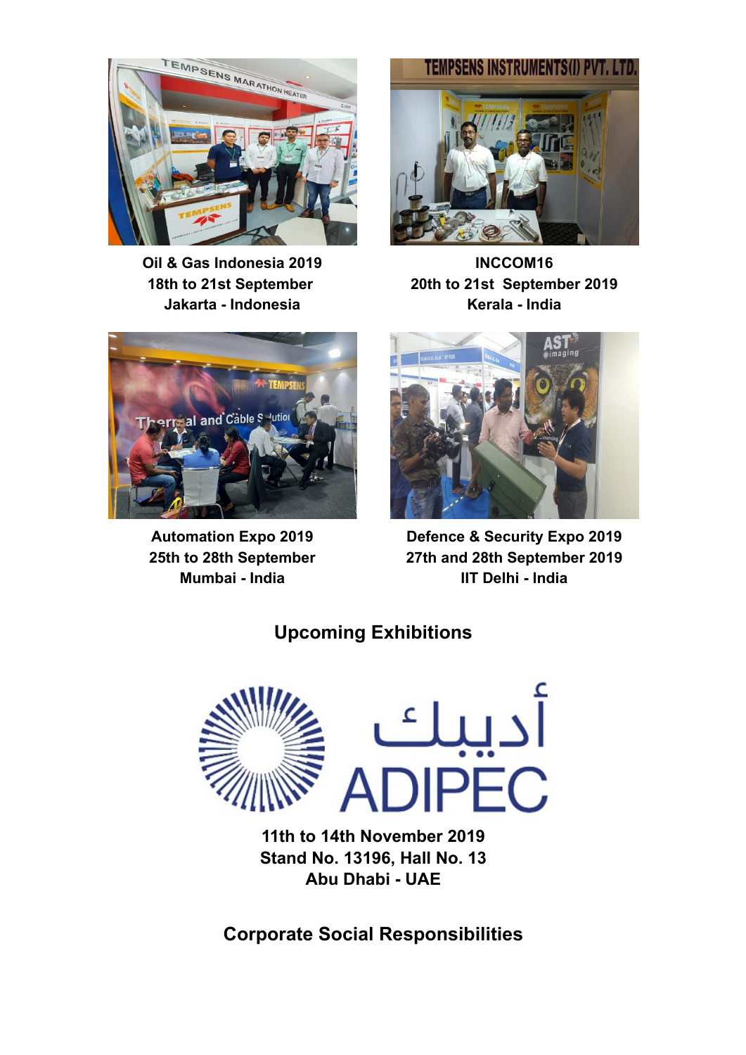Oil & Gas Indonesia 2019
18th to 21st September
Jakarta - Indonesia

INCCOM16
20th to 21st  September 2019
Kerala - India

Automation Expo 2019
25th to 28th September
Mumbai - India

Defence & Security Expo 2019
27th and 28th September 2019
IIT Delhi - India

## Upcoming Exhibitions

أديبك
ADIPEC

11th to 14th November 2019
Stand No. 13196, Hall No. 13
Abu Dhabi - UAE

## Corporate Social Responsibilities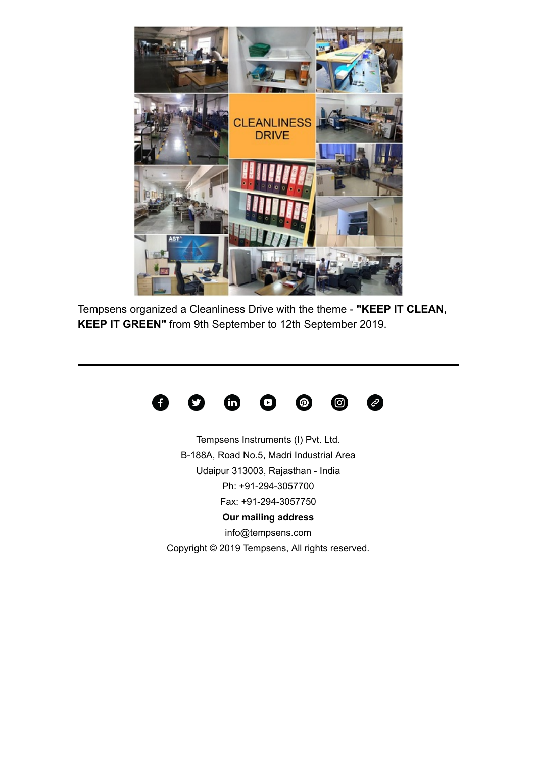Tempsens organized a Cleanliness Drive with the theme - **"KEEP IT CLEAN, KEEP IT GREEN"** from 9th September to 12th September 2019.

---

Tempsens Instruments (I) Pvt. Ltd.
B-188A, Road No.5, Madri Industrial Area
Udaipur 313003, Rajasthan - India
Ph: +91-294-3057700
Fax: +91-294-3057750
**Our mailing address**
info@tempsens.com
Copyright © 2019 Tempsens, All rights reserved.